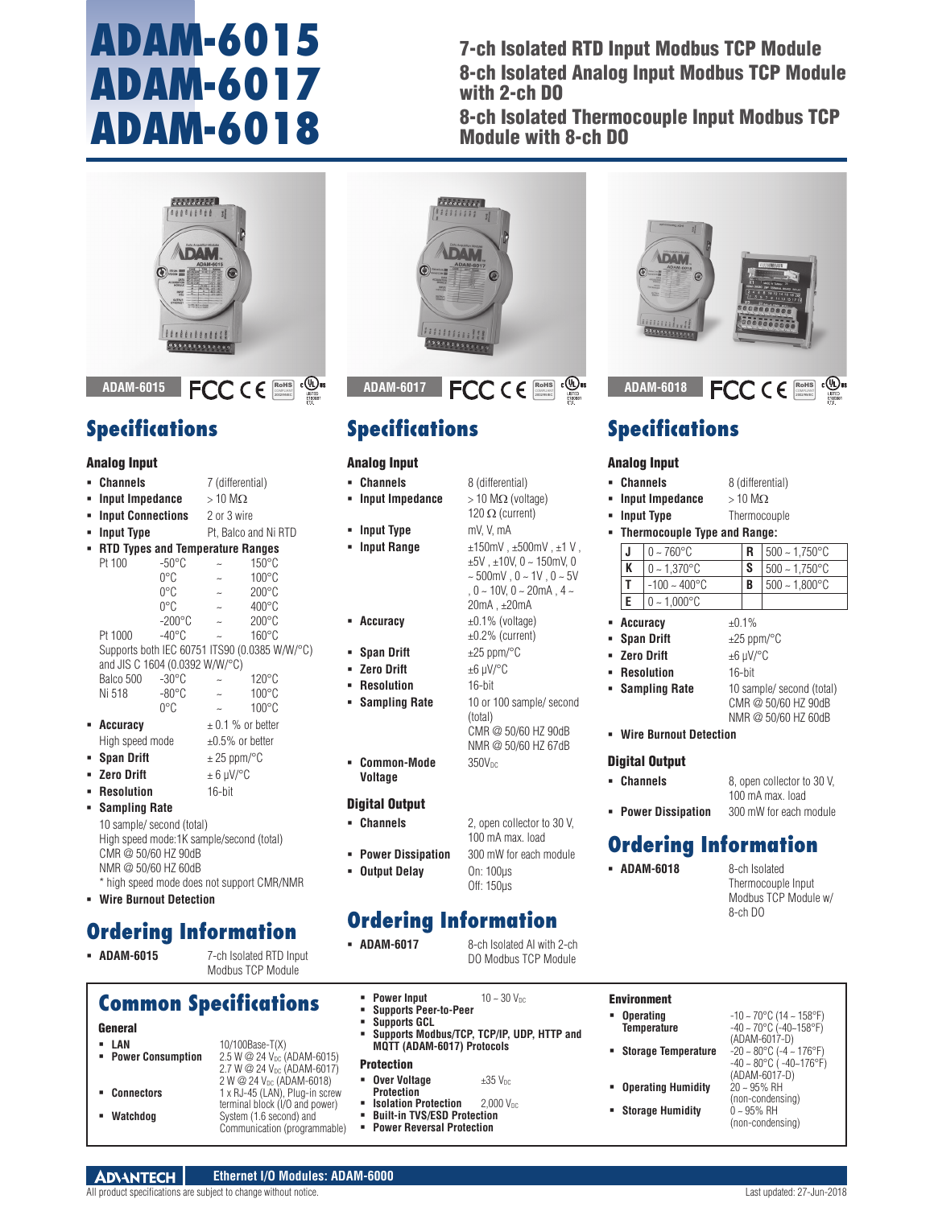# ADAM-6015 ADAM-6017 ADAM-6018

## 7-ch Isolated RTD Input Modbus TCP Module
## 8-ch Isolated Analog Input Modbus TCP Module with 2-ch DO
## 8-ch Isolated Thermocouple Input Modbus TCP Module with 8-ch DO

ADAM-6015

## Specifications

### Analog Input

- **Channels** 7 (differential)
- **Input Impedance** > 10 MΩ
- **Input Connections** 2 or 3 wire
- **Input Type** Pt, Balco and Ni RTD
- **RTD Types and Temperature Ranges**

| | | | |
|---|---|---|---|
| Pt 100 | -50°C | ~ | 150°C |
| | 0°C | ~ | 100°C |
| | 0°C | ~ | 200°C |
| | 0°C | ~ | 400°C |
| | -200°C | ~ | 200°C |
| Pt 1000 | -40°C | ~ | 160°C |

Supports both IEC 60751 ITS90 (0.0385 W/W/°C) and JIS C 1604 (0.0392 W/W/°C)

| | | | |
|---|---|---|---|
| Balco 500 | -30°C | ~ | 120°C |
| Ni 518 | -80°C | ~ | 100°C |
| | 0°C | ~ | 100°C |

- **Accuracy** ± 0.1 % or better
  High speed mode ±0.5% or better
- **Span Drift** ± 25 ppm/°C
- **Zero Drift** ± 6 µV/°C
- **Resolution** 16-bit
- **Sampling Rate**
  10 sample/ second (total)
  High speed mode:1K sample/second (total)
  CMR @ 50/60 HZ 90dB
  NMR @ 50/60 HZ 60dB
  * high speed mode does not support CMR/NMR
- **Wire Burnout Detection**

## Ordering Information

- **ADAM-6015** 7-ch Isolated RTD Input Modbus TCP Module

ADAM-6017

## Specifications

### Analog Input

- **Channels** 8 (differential)
- **Input Impedance** > 10 MΩ (voltage)
  120 Ω (current)
- **Input Type** mV, V, mA
- **Input Range** ±150mV , ±500mV , ±1 V , ±5V , ±10V, 0 ~ 150mV, 0 ~ 500mV , 0 ~ 1V , 0 ~ 5V , 0 ~ 10V, 0 ~ 20mA , 4 ~ 20mA , ±20mA
- **Accuracy** ±0.1% (voltage)
  ±0.2% (current)
- **Span Drift** ±25 ppm/°C
- **Zero Drift** ±6 µV/°C
- **Resolution** 16-bit
- **Sampling Rate** 10 or 100 sample/ second (total)
  CMR @ 50/60 HZ 90dB
  NMR @ 50/60 HZ 67dB
- **Common-Mode Voltage** 350V$_{DC}$

### Digital Output

- **Channels** 2, open collector to 30 V, 100 mA max. load
- **Power Dissipation** 300 mW for each module
- **Output Delay** On: 100µs
  Off: 150µs

## Ordering Information

- **ADAM-6017** 8-ch Isolated AI with 2-ch DO Modbus TCP Module

ADAM-6018

## Specifications

### Analog Input

- **Channels** 8 (differential)
- **Input Impedance** > 10 MΩ
- **Input Type** Thermocouple
- **Thermocouple Type and Range:**

| Type | Range | Type | Range |
|---|---|---|---|
| J | 0 ~ 760°C | R | 500 ~ 1,750°C |
| K | 0 ~ 1,370°C | S | 500 ~ 1,750°C |
| T | -100 ~ 400°C | B | 500 ~ 1,800°C |
| E | 0 ~ 1,000°C | | |

- **Accuracy** ±0.1%
- **Span Drift** ±25 ppm/°C
- **Zero Drift** ±6 µV/°C
- **Resolution** 16-bit
- **Sampling Rate** 10 sample/ second (total)
  CMR @ 50/60 HZ 90dB
  NMR @ 50/60 HZ 60dB
- **Wire Burnout Detection**

### Digital Output

- **Channels** 8, open collector to 30 V, 100 mA max. load
- **Power Dissipation** 300 mW for each module

## Ordering Information

- **ADAM-6018** 8-ch Isolated Thermocouple Input Modbus TCP Module w/ 8-ch DO

## Common Specifications

### General

- **LAN** 10/100Base-T(X)
- **Power Consumption** 2.5 W @ 24 V$_{DC}$ (ADAM-6015)
  2.7 W @ 24 V$_{DC}$ (ADAM-6017)
  2 W @ 24 V$_{DC}$ (ADAM-6018)
- **Connectors** 1 x RJ-45 (LAN), Plug-in screw terminal block (I/O and power)
- **Watchdog** System (1.6 second) and Communication (programmable)
- **Power Input** 10 ~ 30 V$_{DC}$
- **Supports Peer-to-Peer**
- **Supports GCL**
- **Supports Modbus/TCP, TCP/IP, UDP, HTTP and MQTT (ADAM-6017) Protocols**

### Protection

- **Over Voltage Protection** ±35 V$_{DC}$
- **Isolation Protection** 2,000 V$_{DC}$
- **Built-in TVS/ESD Protection**
- **Power Reversal Protection**

### Environment

- **Operating Temperature** -10 ~ 70°C (14 ~ 158°F)
  -40 ~ 70°C (-40~158°F) (ADAM-6017-D)
- **Storage Temperature** -20 ~ 80°C (-4 ~ 176°F)
  -40 ~ 80°C ( -40~176°F) (ADAM-6017-D)
- **Operating Humidity** 20 ~ 95% RH (non-condensing)
- **Storage Humidity** 0 ~ 95% RH (non-condensing)

All product specifications are subject to change without notice.

Last updated: 27-Jun-2018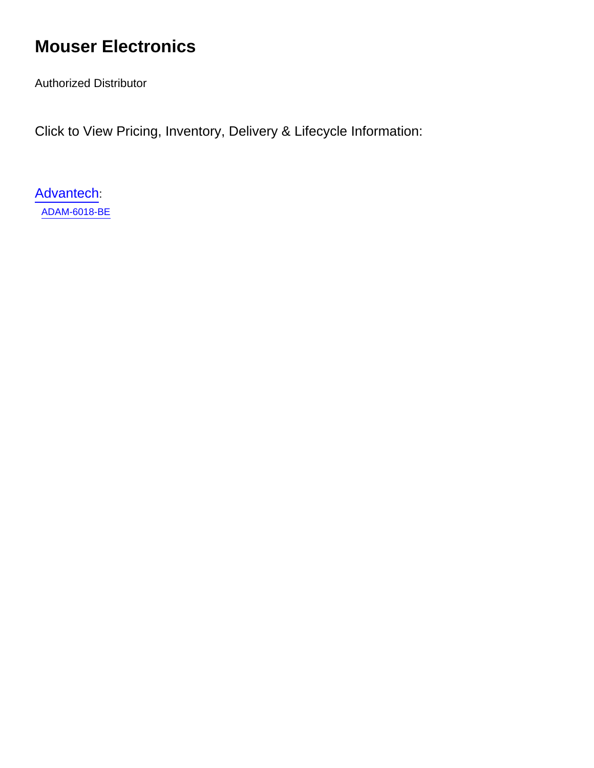# Mouser Electronics

Authorized Distributor

Click to View Pricing, Inventory, Delivery & Lifecycle Information:

Advantech:

ADAM-6018-BE